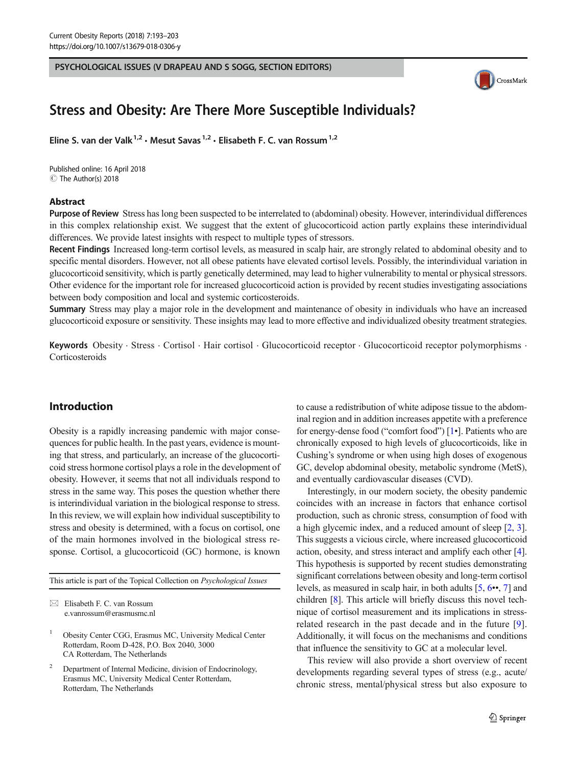PSYCHOLOGICAL ISSUES (V DRAPEAU AND S SOGG, SECTION EDITORS)

# Stress and Obesity: Are There More Susceptible Individuals?

Eline S. van der Valk[1,2] • Mesut Savas[1,2] • Elisabeth F. C. van Rossum[1,2]

Published online: 16 April 2018
© The Author(s) 2018

## Abstract

**Purpose of Review** Stress has long been suspected to be interrelated to (abdominal) obesity. However, interindividual differences in this complex relationship exist. We suggest that the extent of glucocorticoid action partly explains these interindividual differences. We provide latest insights with respect to multiple types of stressors.

**Recent Findings** Increased long-term cortisol levels, as measured in scalp hair, are strongly related to abdominal obesity and to specific mental disorders. However, not all obese patients have elevated cortisol levels. Possibly, the interindividual variation in glucocorticoid sensitivity, which is partly genetically determined, may lead to higher vulnerability to mental or physical stressors. Other evidence for the important role for increased glucocorticoid action is provided by recent studies investigating associations between body composition and local and systemic corticosteroids.

**Summary** Stress may play a major role in the development and maintenance of obesity in individuals who have an increased glucocorticoid exposure or sensitivity. These insights may lead to more effective and individualized obesity treatment strategies.

**Keywords** Obesity · Stress · Cortisol · Hair cortisol · Glucocorticoid receptor · Glucocorticoid receptor polymorphisms · Corticosteroids

## Introduction

Obesity is a rapidly increasing pandemic with major consequences for public health. In the past years, evidence is mounting that stress, and particularly, an increase of the glucocorticoid stress hormone cortisol plays a role in the development of obesity. However, it seems that not all individuals respond to stress in the same way. This poses the question whether there is interindividual variation in the biological response to stress. In this review, we will explain how individual susceptibility to stress and obesity is determined, with a focus on cortisol, one of the main hormones involved in the biological stress response. Cortisol, a glucocorticoid (GC) hormone, is known to cause a redistribution of white adipose tissue to the abdominal region and in addition increases appetite with a preference for energy-dense food ("comfort food") [1•]. Patients who are chronically exposed to high levels of glucocorticoids, like in Cushing's syndrome or when using high doses of exogenous GC, develop abdominal obesity, metabolic syndrome (MetS), and eventually cardiovascular diseases (CVD).

Interestingly, in our modern society, the obesity pandemic coincides with an increase in factors that enhance cortisol production, such as chronic stress, consumption of food with a high glycemic index, and a reduced amount of sleep [2, 3]. This suggests a vicious circle, where increased glucocorticoid action, obesity, and stress interact and amplify each other [4]. This hypothesis is supported by recent studies demonstrating significant correlations between obesity and long-term cortisol levels, as measured in scalp hair, in both adults [5, 6••, 7] and children [8]. This article will briefly discuss this novel technique of cortisol measurement and its implications in stress-related research in the past decade and in the future [9]. Additionally, it will focus on the mechanisms and conditions that influence the sensitivity to GC at a molecular level.

This review will also provide a short overview of recent developments regarding several types of stress (e.g., acute/chronic stress, mental/physical stress but also exposure to

---

This article is part of the Topical Collection on *Psychological Issues*

✉ Elisabeth F. C. van Rossum
e.vanrossum@erasmusmc.nl

[1] Obesity Center CGG, Erasmus MC, University Medical Center Rotterdam, Room D-428, P.O. Box 2040, 3000 CA Rotterdam, The Netherlands

[2] Department of Internal Medicine, division of Endocrinology, Erasmus MC, University Medical Center Rotterdam, Rotterdam, The Netherlands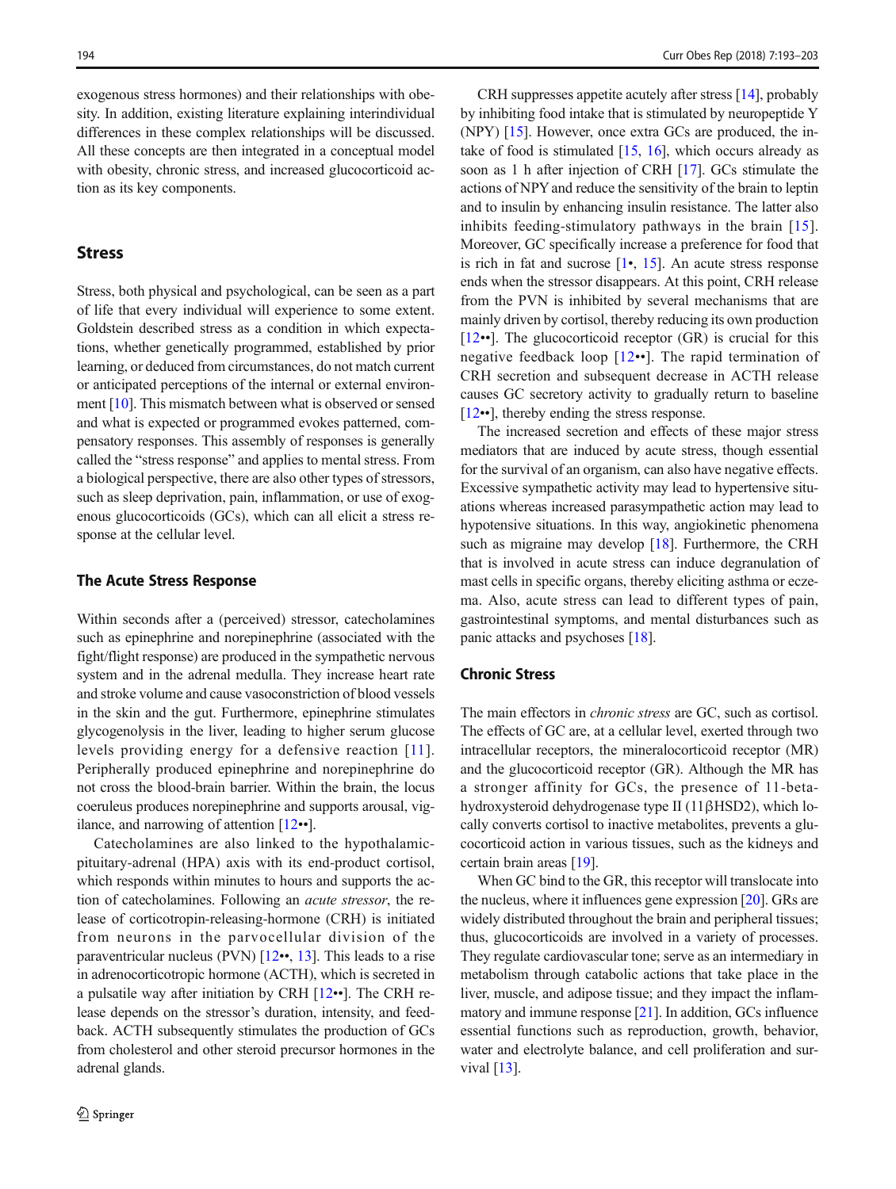exogenous stress hormones) and their relationships with obesity. In addition, existing literature explaining interindividual differences in these complex relationships will be discussed. All these concepts are then integrated in a conceptual model with obesity, chronic stress, and increased glucocorticoid action as its key components.

## Stress

Stress, both physical and psychological, can be seen as a part of life that every individual will experience to some extent. Goldstein described stress as a condition in which expectations, whether genetically programmed, established by prior learning, or deduced from circumstances, do not match current or anticipated perceptions of the internal or external environment [10]. This mismatch between what is observed or sensed and what is expected or programmed evokes patterned, compensatory responses. This assembly of responses is generally called the "stress response" and applies to mental stress. From a biological perspective, there are also other types of stressors, such as sleep deprivation, pain, inflammation, or use of exogenous glucocorticoids (GCs), which can all elicit a stress response at the cellular level.

### The Acute Stress Response

Within seconds after a (perceived) stressor, catecholamines such as epinephrine and norepinephrine (associated with the fight/flight response) are produced in the sympathetic nervous system and in the adrenal medulla. They increase heart rate and stroke volume and cause vasoconstriction of blood vessels in the skin and the gut. Furthermore, epinephrine stimulates glycogenolysis in the liver, leading to higher serum glucose levels providing energy for a defensive reaction [11]. Peripherally produced epinephrine and norepinephrine do not cross the blood-brain barrier. Within the brain, the locus coeruleus produces norepinephrine and supports arousal, vigilance, and narrowing of attention [12••].

Catecholamines are also linked to the hypothalamic-pituitary-adrenal (HPA) axis with its end-product cortisol, which responds within minutes to hours and supports the action of catecholamines. Following an *acute stressor*, the release of corticotropin-releasing-hormone (CRH) is initiated from neurons in the parvocellular division of the paraventricular nucleus (PVN) [12••, 13]. This leads to a rise in adrenocorticotropic hormone (ACTH), which is secreted in a pulsatile way after initiation by CRH [12••]. The CRH release depends on the stressor's duration, intensity, and feedback. ACTH subsequently stimulates the production of GCs from cholesterol and other steroid precursor hormones in the adrenal glands.

CRH suppresses appetite acutely after stress [14], probably by inhibiting food intake that is stimulated by neuropeptide Y (NPY) [15]. However, once extra GCs are produced, the intake of food is stimulated [15, 16], which occurs already as soon as 1 h after injection of CRH [17]. GCs stimulate the actions of NPY and reduce the sensitivity of the brain to leptin and to insulin by enhancing insulin resistance. The latter also inhibits feeding-stimulatory pathways in the brain [15]. Moreover, GC specifically increase a preference for food that is rich in fat and sucrose [1•, 15]. An acute stress response ends when the stressor disappears. At this point, CRH release from the PVN is inhibited by several mechanisms that are mainly driven by cortisol, thereby reducing its own production [12••]. The glucocorticoid receptor (GR) is crucial for this negative feedback loop [12••]. The rapid termination of CRH secretion and subsequent decrease in ACTH release causes GC secretory activity to gradually return to baseline [12••], thereby ending the stress response.

The increased secretion and effects of these major stress mediators that are induced by acute stress, though essential for the survival of an organism, can also have negative effects. Excessive sympathetic activity may lead to hypertensive situations whereas increased parasympathetic action may lead to hypotensive situations. In this way, angiokinetic phenomena such as migraine may develop [18]. Furthermore, the CRH that is involved in acute stress can induce degranulation of mast cells in specific organs, thereby eliciting asthma or eczema. Also, acute stress can lead to different types of pain, gastrointestinal symptoms, and mental disturbances such as panic attacks and psychoses [18].

### Chronic Stress

The main effectors in *chronic stress* are GC, such as cortisol. The effects of GC are, at a cellular level, exerted through two intracellular receptors, the mineralocorticoid receptor (MR) and the glucocorticoid receptor (GR). Although the MR has a stronger affinity for GCs, the presence of 11-beta-hydroxysteroid dehydrogenase type II (11βHSD2), which locally converts cortisol to inactive metabolites, prevents a glucocorticoid action in various tissues, such as the kidneys and certain brain areas [19].

When GC bind to the GR, this receptor will translocate into the nucleus, where it influences gene expression [20]. GRs are widely distributed throughout the brain and peripheral tissues; thus, glucocorticoids are involved in a variety of processes. They regulate cardiovascular tone; serve as an intermediary in metabolism through catabolic actions that take place in the liver, muscle, and adipose tissue; and they impact the inflammatory and immune response [21]. In addition, GCs influence essential functions such as reproduction, growth, behavior, water and electrolyte balance, and cell proliferation and survival [13].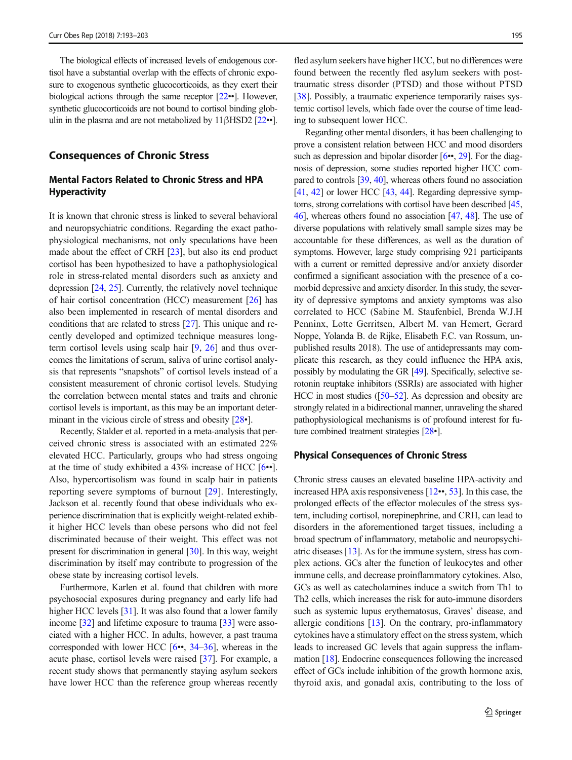The biological effects of increased levels of endogenous cortisol have a substantial overlap with the effects of chronic exposure to exogenous synthetic glucocorticoids, as they exert their biological actions through the same receptor [22••]. However, synthetic glucocorticoids are not bound to cortisol binding globulin in the plasma and are not metabolized by 11βHSD2 [22••].

## Consequences of Chronic Stress

### Mental Factors Related to Chronic Stress and HPA Hyperactivity

It is known that chronic stress is linked to several behavioral and neuropsychiatric conditions. Regarding the exact pathophysiological mechanisms, not only speculations have been made about the effect of CRH [23], but also its end product cortisol has been hypothesized to have a pathophysiological role in stress-related mental disorders such as anxiety and depression [24, 25]. Currently, the relatively novel technique of hair cortisol concentration (HCC) measurement [26] has also been implemented in research of mental disorders and conditions that are related to stress [27]. This unique and recently developed and optimized technique measures long-term cortisol levels using scalp hair [9, 26] and thus overcomes the limitations of serum, saliva of urine cortisol analysis that represents "snapshots" of cortisol levels instead of a consistent measurement of chronic cortisol levels. Studying the correlation between mental states and traits and chronic cortisol levels is important, as this may be an important determinant in the vicious circle of stress and obesity [28•].

Recently, Stalder et al. reported in a meta-analysis that perceived chronic stress is associated with an estimated 22% elevated HCC. Particularly, groups who had stress ongoing at the time of study exhibited a 43% increase of HCC [6••]. Also, hypercortisolism was found in scalp hair in patients reporting severe symptoms of burnout [29]. Interestingly, Jackson et al. recently found that obese individuals who experience discrimination that is explicitly weight-related exhibit higher HCC levels than obese persons who did not feel discriminated because of their weight. This effect was not present for discrimination in general [30]. In this way, weight discrimination by itself may contribute to progression of the obese state by increasing cortisol levels.

Furthermore, Karlen et al. found that children with more psychosocial exposures during pregnancy and early life had higher HCC levels [31]. It was also found that a lower family income [32] and lifetime exposure to trauma [33] were associated with a higher HCC. In adults, however, a past trauma corresponded with lower HCC [6••, 34–36], whereas in the acute phase, cortisol levels were raised [37]. For example, a recent study shows that permanently staying asylum seekers have lower HCC than the reference group whereas recently fled asylum seekers have higher HCC, but no differences were found between the recently fled asylum seekers with post-traumatic stress disorder (PTSD) and those without PTSD [38]. Possibly, a traumatic experience temporarily raises systemic cortisol levels, which fade over the course of time leading to subsequent lower HCC.

Regarding other mental disorders, it has been challenging to prove a consistent relation between HCC and mood disorders such as depression and bipolar disorder [6••, 29]. For the diagnosis of depression, some studies reported higher HCC compared to controls [39, 40], whereas others found no association [41, 42] or lower HCC [43, 44]. Regarding depressive symptoms, strong correlations with cortisol have been described [45, 46], whereas others found no association [47, 48]. The use of diverse populations with relatively small sample sizes may be accountable for these differences, as well as the duration of symptoms. However, large study comprising 921 participants with a current or remitted depressive and/or anxiety disorder confirmed a significant association with the presence of a comorbid depressive and anxiety disorder. In this study, the severity of depressive symptoms and anxiety symptoms was also correlated to HCC (Sabine M. Staufenbiel, Brenda W.J.H Penninx, Lotte Gerritsen, Albert M. van Hemert, Gerard Noppe, Yolanda B. de Rijke, Elisabeth F.C. van Rossum, unpublished results 2018). The use of antidepressants may complicate this research, as they could influence the HPA axis, possibly by modulating the GR [49]. Specifically, selective serotonin reuptake inhibitors (SSRIs) are associated with higher HCC in most studies ([50–52]. As depression and obesity are strongly related in a bidirectional manner, unraveling the shared pathophysiological mechanisms is of profound interest for future combined treatment strategies [28•].

### Physical Consequences of Chronic Stress

Chronic stress causes an elevated baseline HPA-activity and increased HPA axis responsiveness [12••, 53]. In this case, the prolonged effects of the effector molecules of the stress system, including cortisol, norepinephrine, and CRH, can lead to disorders in the aforementioned target tissues, including a broad spectrum of inflammatory, metabolic and neuropsychiatric diseases [13]. As for the immune system, stress has complex actions. GCs alter the function of leukocytes and other immune cells, and decrease proinflammatory cytokines. Also, GCs as well as catecholamines induce a switch from Th1 to Th2 cells, which increases the risk for auto-immune disorders such as systemic lupus erythematosus, Graves' disease, and allergic conditions [13]. On the contrary, pro-inflammatory cytokines have a stimulatory effect on the stress system, which leads to increased GC levels that again suppress the inflammation [18]. Endocrine consequences following the increased effect of GCs include inhibition of the growth hormone axis, thyroid axis, and gonadal axis, contributing to the loss of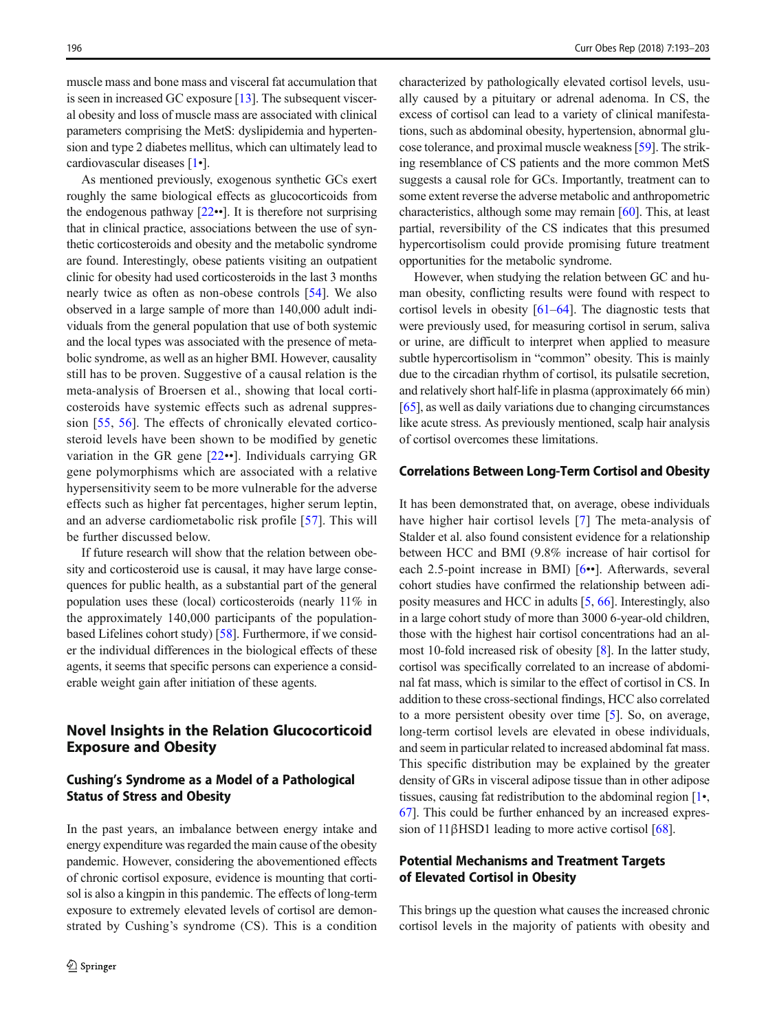muscle mass and bone mass and visceral fat accumulation that is seen in increased GC exposure [13]. The subsequent visceral obesity and loss of muscle mass are associated with clinical parameters comprising the MetS: dyslipidemia and hypertension and type 2 diabetes mellitus, which can ultimately lead to cardiovascular diseases [1•].

As mentioned previously, exogenous synthetic GCs exert roughly the same biological effects as glucocorticoids from the endogenous pathway [22••]. It is therefore not surprising that in clinical practice, associations between the use of synthetic corticosteroids and obesity and the metabolic syndrome are found. Interestingly, obese patients visiting an outpatient clinic for obesity had used corticosteroids in the last 3 months nearly twice as often as non-obese controls [54]. We also observed in a large sample of more than 140,000 adult individuals from the general population that use of both systemic and the local types was associated with the presence of metabolic syndrome, as well as an higher BMI. However, causality still has to be proven. Suggestive of a causal relation is the meta-analysis of Broersen et al., showing that local corticosteroids have systemic effects such as adrenal suppression [55, 56]. The effects of chronically elevated corticosteroid levels have been shown to be modified by genetic variation in the GR gene [22••]. Individuals carrying GR gene polymorphisms which are associated with a relative hypersensitivity seem to be more vulnerable for the adverse effects such as higher fat percentages, higher serum leptin, and an adverse cardiometabolic risk profile [57]. This will be further discussed below.

If future research will show that the relation between obesity and corticosteroid use is causal, it may have large consequences for public health, as a substantial part of the general population uses these (local) corticosteroids (nearly 11% in the approximately 140,000 participants of the population-based Lifelines cohort study) [58]. Furthermore, if we consider the individual differences in the biological effects of these agents, it seems that specific persons can experience a considerable weight gain after initiation of these agents.

## Novel Insights in the Relation Glucocorticoid Exposure and Obesity

### Cushing's Syndrome as a Model of a Pathological Status of Stress and Obesity

In the past years, an imbalance between energy intake and energy expenditure was regarded the main cause of the obesity pandemic. However, considering the abovementioned effects of chronic cortisol exposure, evidence is mounting that cortisol is also a kingpin in this pandemic. The effects of long-term exposure to extremely elevated levels of cortisol are demonstrated by Cushing's syndrome (CS). This is a condition characterized by pathologically elevated cortisol levels, usually caused by a pituitary or adrenal adenoma. In CS, the excess of cortisol can lead to a variety of clinical manifestations, such as abdominal obesity, hypertension, abnormal glucose tolerance, and proximal muscle weakness [59]. The striking resemblance of CS patients and the more common MetS suggests a causal role for GCs. Importantly, treatment can to some extent reverse the adverse metabolic and anthropometric characteristics, although some may remain [60]. This, at least partial, reversibility of the CS indicates that this presumed hypercortisolism could provide promising future treatment opportunities for the metabolic syndrome.

However, when studying the relation between GC and human obesity, conflicting results were found with respect to cortisol levels in obesity [61–64]. The diagnostic tests that were previously used, for measuring cortisol in serum, saliva or urine, are difficult to interpret when applied to measure subtle hypercortisolism in "common" obesity. This is mainly due to the circadian rhythm of cortisol, its pulsatile secretion, and relatively short half-life in plasma (approximately 66 min) [65], as well as daily variations due to changing circumstances like acute stress. As previously mentioned, scalp hair analysis of cortisol overcomes these limitations.

### Correlations Between Long-Term Cortisol and Obesity

It has been demonstrated that, on average, obese individuals have higher hair cortisol levels [7] The meta-analysis of Stalder et al. also found consistent evidence for a relationship between HCC and BMI (9.8% increase of hair cortisol for each 2.5-point increase in BMI) [6••]. Afterwards, several cohort studies have confirmed the relationship between adiposity measures and HCC in adults [5, 66]. Interestingly, also in a large cohort study of more than 3000 6-year-old children, those with the highest hair cortisol concentrations had an almost 10-fold increased risk of obesity [8]. In the latter study, cortisol was specifically correlated to an increase of abdominal fat mass, which is similar to the effect of cortisol in CS. In addition to these cross-sectional findings, HCC also correlated to a more persistent obesity over time [5]. So, on average, long-term cortisol levels are elevated in obese individuals, and seem in particular related to increased abdominal fat mass. This specific distribution may be explained by the greater density of GRs in visceral adipose tissue than in other adipose tissues, causing fat redistribution to the abdominal region [1•, 67]. This could be further enhanced by an increased expression of 11βHSD1 leading to more active cortisol [68].

### Potential Mechanisms and Treatment Targets of Elevated Cortisol in Obesity

This brings up the question what causes the increased chronic cortisol levels in the majority of patients with obesity and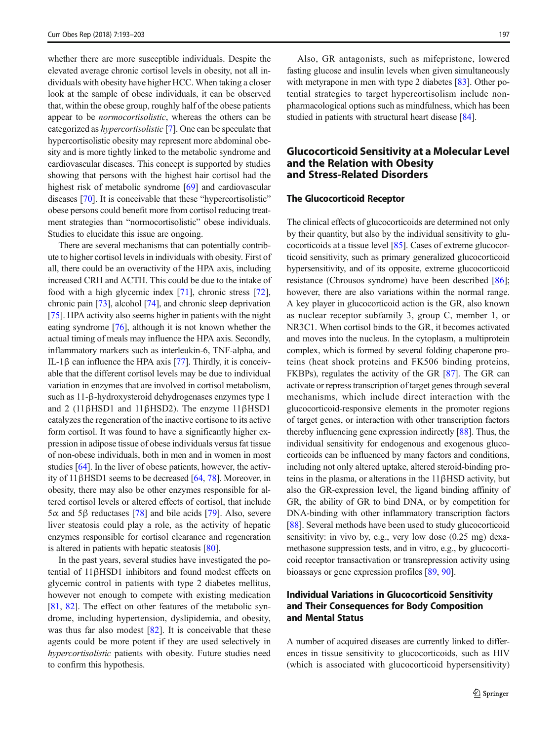whether there are more susceptible individuals. Despite the elevated average chronic cortisol levels in obesity, not all individuals with obesity have higher HCC. When taking a closer look at the sample of obese individuals, it can be observed that, within the obese group, roughly half of the obese patients appear to be *normocortisolistic*, whereas the others can be categorized as *hypercortisolistic* [7]. One can be speculate that hypercortisolistic obesity may represent more abdominal obesity and is more tightly linked to the metabolic syndrome and cardiovascular diseases. This concept is supported by studies showing that persons with the highest hair cortisol had the highest risk of metabolic syndrome [69] and cardiovascular diseases [70]. It is conceivable that these "hypercortisolistic" obese persons could benefit more from cortisol reducing treatment strategies than "normocortisolistic" obese individuals. Studies to elucidate this issue are ongoing.

There are several mechanisms that can potentially contribute to higher cortisol levels in individuals with obesity. First of all, there could be an overactivity of the HPA axis, including increased CRH and ACTH. This could be due to the intake of food with a high glycemic index [71], chronic stress [72], chronic pain [73], alcohol [74], and chronic sleep deprivation [75]. HPA activity also seems higher in patients with the night eating syndrome [76], although it is not known whether the actual timing of meals may influence the HPA axis. Secondly, inflammatory markers such as interleukin-6, TNF-alpha, and IL-1β can influence the HPA axis [77]. Thirdly, it is conceivable that the different cortisol levels may be due to individual variation in enzymes that are involved in cortisol metabolism, such as 11-β-hydroxysteroid dehydrogenases enzymes type 1 and 2 (11βHSD1 and 11βHSD2). The enzyme 11βHSD1 catalyzes the regeneration of the inactive cortisone to its active form cortisol. It was found to have a significantly higher expression in adipose tissue of obese individuals versus fat tissue of non-obese individuals, both in men and in women in most studies [64]. In the liver of obese patients, however, the activity of 11βHSD1 seems to be decreased [64, 78]. Moreover, in obesity, there may also be other enzymes responsible for altered cortisol levels or altered effects of cortisol, that include 5α and 5β reductases [78] and bile acids [79]. Also, severe liver steatosis could play a role, as the activity of hepatic enzymes responsible for cortisol clearance and regeneration is altered in patients with hepatic steatosis [80].

In the past years, several studies have investigated the potential of 11βHSD1 inhibitors and found modest effects on glycemic control in patients with type 2 diabetes mellitus, however not enough to compete with existing medication [81, 82]. The effect on other features of the metabolic syndrome, including hypertension, dyslipidemia, and obesity, was thus far also modest [82]. It is conceivable that these agents could be more potent if they are used selectively in *hypercortisolistic* patients with obesity. Future studies need to confirm this hypothesis.

Also, GR antagonists, such as mifepristone, lowered fasting glucose and insulin levels when given simultaneously with metyrapone in men with type 2 diabetes [83]. Other potential strategies to target hypercortisolism include non-pharmacological options such as mindfulness, which has been studied in patients with structural heart disease [84].

## Glucocorticoid Sensitivity at a Molecular Level and the Relation with Obesity and Stress-Related Disorders

### The Glucocorticoid Receptor

The clinical effects of glucocorticoids are determined not only by their quantity, but also by the individual sensitivity to glucocorticoids at a tissue level [85]. Cases of extreme glucocorticoid sensitivity, such as primary generalized glucocorticoid hypersensitivity, and of its opposite, extreme glucocorticoid resistance (Chrousos syndrome) have been described [86]; however, there are also variations within the normal range. A key player in glucocorticoid action is the GR, also known as nuclear receptor subfamily 3, group C, member 1, or NR3C1. When cortisol binds to the GR, it becomes activated and moves into the nucleus. In the cytoplasm, a multiprotein complex, which is formed by several folding chaperone proteins (heat shock proteins and FK506 binding proteins, FKBPs), regulates the activity of the GR [87]. The GR can activate or repress transcription of target genes through several mechanisms, which include direct interaction with the glucocorticoid-responsive elements in the promoter regions of target genes, or interaction with other transcription factors thereby influencing gene expression indirectly [88]. Thus, the individual sensitivity for endogenous and exogenous glucocorticoids can be influenced by many factors and conditions, including not only altered uptake, altered steroid-binding proteins in the plasma, or alterations in the 11βHSD activity, but also the GR-expression level, the ligand binding affinity of GR, the ability of GR to bind DNA, or by competition for DNA-binding with other inflammatory transcription factors [88]. Several methods have been used to study glucocorticoid sensitivity: in vivo by, e.g., very low dose (0.25 mg) dexamethasone suppression tests, and in vitro, e.g., by glucocorticoid receptor transactivation or transrepression activity using bioassays or gene expression profiles [89, 90].

### Individual Variations in Glucocorticoid Sensitivity and Their Consequences for Body Composition and Mental Status

A number of acquired diseases are currently linked to differences in tissue sensitivity to glucocorticoids, such as HIV (which is associated with glucocorticoid hypersensitivity)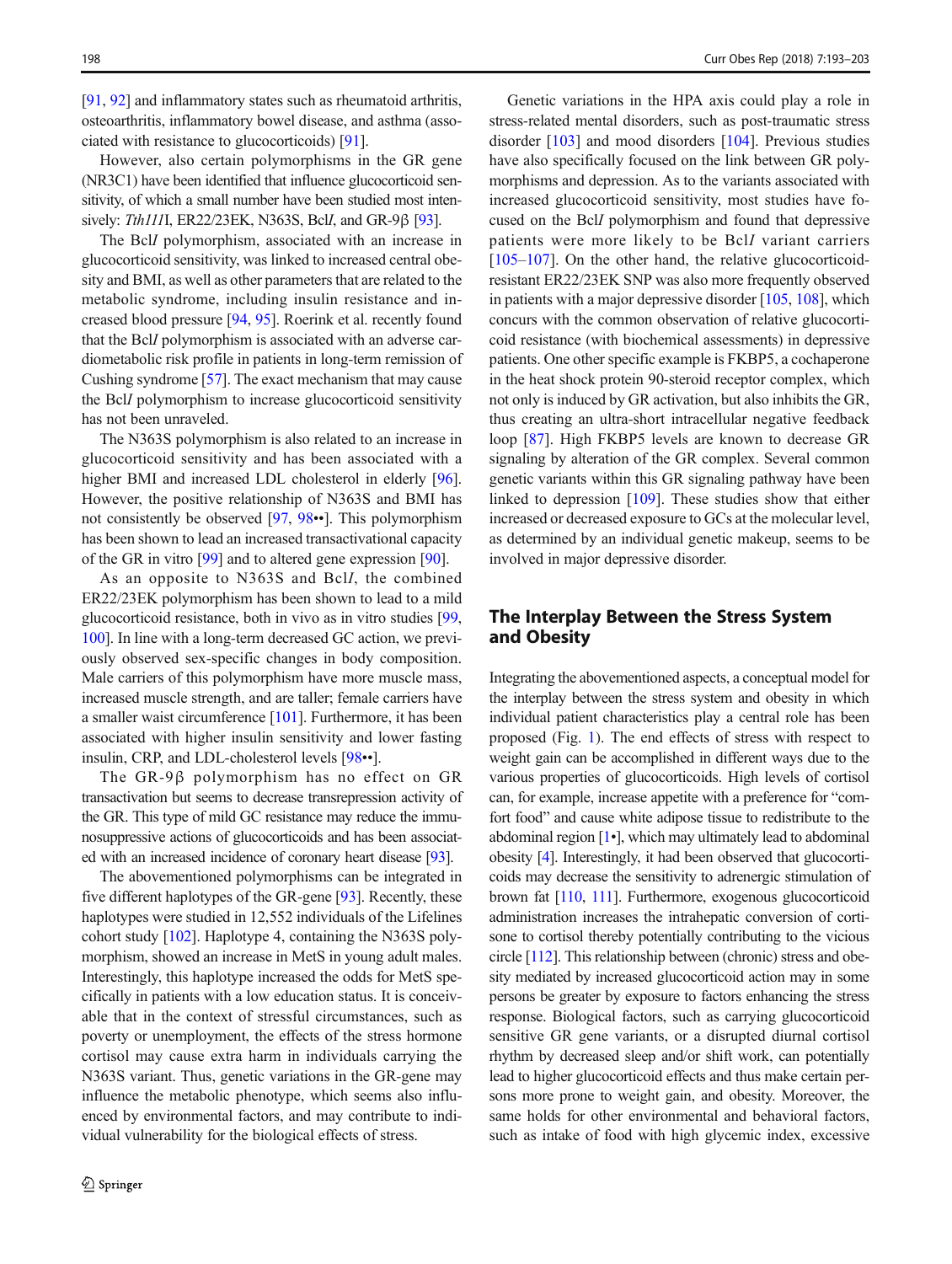[91, 92] and inflammatory states such as rheumatoid arthritis, osteoarthritis, inflammatory bowel disease, and asthma (associated with resistance to glucocorticoids) [91].

However, also certain polymorphisms in the GR gene (NR3C1) have been identified that influence glucocorticoid sensitivity, of which a small number have been studied most intensively: *Tth111*I, ER22/23EK, N363S, Bcl*I*, and GR-9β [93].

The Bcl*I* polymorphism, associated with an increase in glucocorticoid sensitivity, was linked to increased central obesity and BMI, as well as other parameters that are related to the metabolic syndrome, including insulin resistance and increased blood pressure [94, 95]. Roerink et al. recently found that the Bcl*I* polymorphism is associated with an adverse cardiometabolic risk profile in patients in long-term remission of Cushing syndrome [57]. The exact mechanism that may cause the Bcl*I* polymorphism to increase glucocorticoid sensitivity has not been unraveled.

The N363S polymorphism is also related to an increase in glucocorticoid sensitivity and has been associated with a higher BMI and increased LDL cholesterol in elderly [96]. However, the positive relationship of N363S and BMI has not consistently be observed [97, 98••]. This polymorphism has been shown to lead an increased transactivational capacity of the GR in vitro [99] and to altered gene expression [90].

As an opposite to N363S and Bcl*I*, the combined ER22/23EK polymorphism has been shown to lead to a mild glucocorticoid resistance, both in vivo as in vitro studies [99, 100]. In line with a long-term decreased GC action, we previously observed sex-specific changes in body composition. Male carriers of this polymorphism have more muscle mass, increased muscle strength, and are taller; female carriers have a smaller waist circumference [101]. Furthermore, it has been associated with higher insulin sensitivity and lower fasting insulin, CRP, and LDL-cholesterol levels [98••].

The GR-9β polymorphism has no effect on GR transactivation but seems to decrease transrepression activity of the GR. This type of mild GC resistance may reduce the immunosuppressive actions of glucocorticoids and has been associated with an increased incidence of coronary heart disease [93].

The abovementioned polymorphisms can be integrated in five different haplotypes of the GR-gene [93]. Recently, these haplotypes were studied in 12,552 individuals of the Lifelines cohort study [102]. Haplotype 4, containing the N363S polymorphism, showed an increase in MetS in young adult males. Interestingly, this haplotype increased the odds for MetS specifically in patients with a low education status. It is conceivable that in the context of stressful circumstances, such as poverty or unemployment, the effects of the stress hormone cortisol may cause extra harm in individuals carrying the N363S variant. Thus, genetic variations in the GR-gene may influence the metabolic phenotype, which seems also influenced by environmental factors, and may contribute to individual vulnerability for the biological effects of stress.

Genetic variations in the HPA axis could play a role in stress-related mental disorders, such as post-traumatic stress disorder [103] and mood disorders [104]. Previous studies have also specifically focused on the link between GR polymorphisms and depression. As to the variants associated with increased glucocorticoid sensitivity, most studies have focused on the Bcl*I* polymorphism and found that depressive patients were more likely to be Bcl*I* variant carriers [105–107]. On the other hand, the relative glucocorticoid-resistant ER22/23EK SNP was also more frequently observed in patients with a major depressive disorder [105, 108], which concurs with the common observation of relative glucocorticoid resistance (with biochemical assessments) in depressive patients. One other specific example is FKBP5, a cochaperone in the heat shock protein 90-steroid receptor complex, which not only is induced by GR activation, but also inhibits the GR, thus creating an ultra-short intracellular negative feedback loop [87]. High FKBP5 levels are known to decrease GR signaling by alteration of the GR complex. Several common genetic variants within this GR signaling pathway have been linked to depression [109]. These studies show that either increased or decreased exposure to GCs at the molecular level, as determined by an individual genetic makeup, seems to be involved in major depressive disorder.

## The Interplay Between the Stress System and Obesity

Integrating the abovementioned aspects, a conceptual model for the interplay between the stress system and obesity in which individual patient characteristics play a central role has been proposed (Fig. 1). The end effects of stress with respect to weight gain can be accomplished in different ways due to the various properties of glucocorticoids. High levels of cortisol can, for example, increase appetite with a preference for "comfort food" and cause white adipose tissue to redistribute to the abdominal region [1•], which may ultimately lead to abdominal obesity [4]. Interestingly, it had been observed that glucocorticoids may decrease the sensitivity to adrenergic stimulation of brown fat [110, 111]. Furthermore, exogenous glucocorticoid administration increases the intrahepatic conversion of cortisone to cortisol thereby potentially contributing to the vicious circle [112]. This relationship between (chronic) stress and obesity mediated by increased glucocorticoid action may in some persons be greater by exposure to factors enhancing the stress response. Biological factors, such as carrying glucocorticoid sensitive GR gene variants, or a disrupted diurnal cortisol rhythm by decreased sleep and/or shift work, can potentially lead to higher glucocorticoid effects and thus make certain persons more prone to weight gain, and obesity. Moreover, the same holds for other environmental and behavioral factors, such as intake of food with high glycemic index, excessive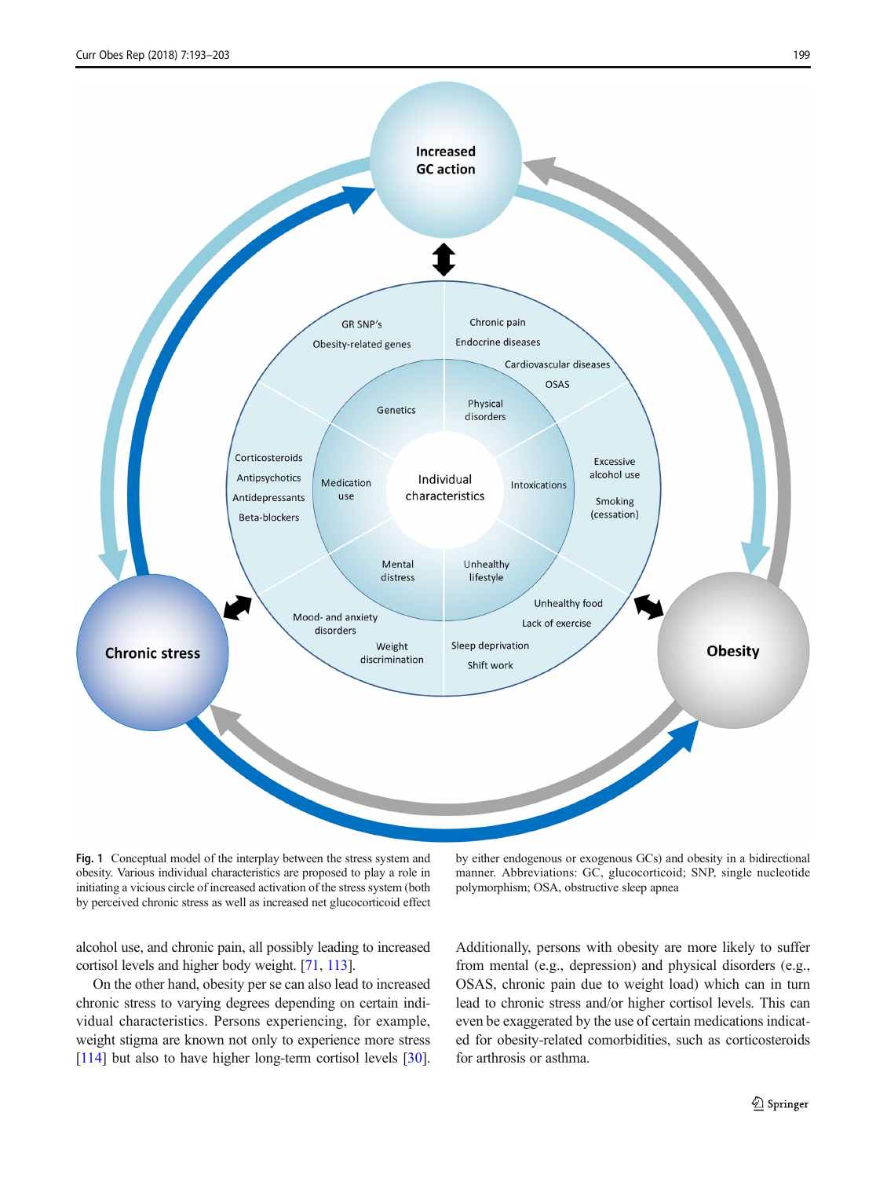Fig. 1 Conceptual model of the interplay between the stress system and obesity. Various individual characteristics are proposed to play a role in initiating a vicious circle of increased activation of the stress system (both by perceived chronic stress as well as increased net glucocorticoid effect by either endogenous or exogenous GCs) and obesity in a bidirectional manner. Abbreviations: GC, glucocorticoid; SNP, single nucleotide polymorphism; OSA, obstructive sleep apnea

alcohol use, and chronic pain, all possibly leading to increased cortisol levels and higher body weight. [71, 113].

On the other hand, obesity per se can also lead to increased chronic stress to varying degrees depending on certain individual characteristics. Persons experiencing, for example, weight stigma are known not only to experience more stress [114] but also to have higher long-term cortisol levels [30]. Additionally, persons with obesity are more likely to suffer from mental (e.g., depression) and physical disorders (e.g., OSAS, chronic pain due to weight load) which can in turn lead to chronic stress and/or higher cortisol levels. This can even be exaggerated by the use of certain medications indicated for obesity-related comorbidities, such as corticosteroids for arthrosis or asthma.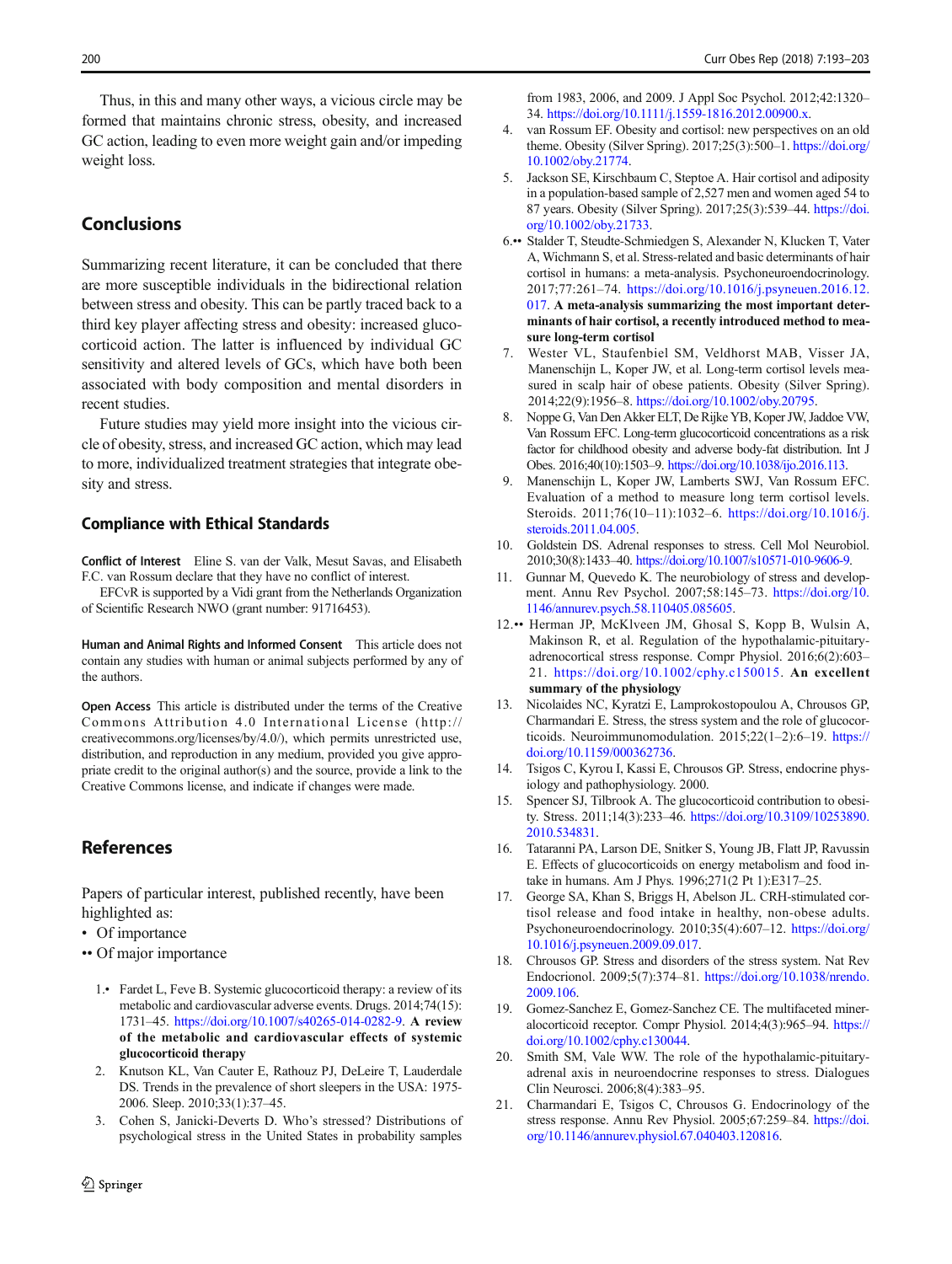Thus, in this and many other ways, a vicious circle may be formed that maintains chronic stress, obesity, and increased GC action, leading to even more weight gain and/or impeding weight loss.

## Conclusions

Summarizing recent literature, it can be concluded that there are more susceptible individuals in the bidirectional relation between stress and obesity. This can be partly traced back to a third key player affecting stress and obesity: increased glucocorticoid action. The latter is influenced by individual GC sensitivity and altered levels of GCs, which have both been associated with body composition and mental disorders in recent studies.

Future studies may yield more insight into the vicious circle of obesity, stress, and increased GC action, which may lead to more, individualized treatment strategies that integrate obesity and stress.

### Compliance with Ethical Standards

**Conflict of Interest** Eline S. van der Valk, Mesut Savas, and Elisabeth F.C. van Rossum declare that they have no conflict of interest.

EFCvR is supported by a Vidi grant from the Netherlands Organization of Scientific Research NWO (grant number: 91716453).

**Human and Animal Rights and Informed Consent** This article does not contain any studies with human or animal subjects performed by any of the authors.

**Open Access** This article is distributed under the terms of the Creative Commons Attribution 4.0 International License (http://creativecommons.org/licenses/by/4.0/), which permits unrestricted use, distribution, and reproduction in any medium, provided you give appropriate credit to the original author(s) and the source, provide a link to the Creative Commons license, and indicate if changes were made.

## References

Papers of particular interest, published recently, have been highlighted as:

- • Of importance
- •• Of major importance

1.• Fardet L, Feve B. Systemic glucocorticoid therapy: a review of its metabolic and cardiovascular adverse events. Drugs. 2014;74(15):1731–45. https://doi.org/10.1007/s40265-014-0282-9. **A review of the metabolic and cardiovascular effects of systemic glucocorticoid therapy**
2. Knutson KL, Van Cauter E, Rathouz PJ, DeLeire T, Lauderdale DS. Trends in the prevalence of short sleepers in the USA: 1975-2006. Sleep. 2010;33(1):37–45.
3. Cohen S, Janicki-Deverts D. Who's stressed? Distributions of psychological stress in the United States in probability samples from 1983, 2006, and 2009. J Appl Soc Psychol. 2012;42:1320–34. https://doi.org/10.1111/j.1559-1816.2012.00900.x.
4. van Rossum EF. Obesity and cortisol: new perspectives on an old theme. Obesity (Silver Spring). 2017;25(3):500–1. https://doi.org/10.1002/oby.21774.
5. Jackson SE, Kirschbaum C, Steptoe A. Hair cortisol and adiposity in a population-based sample of 2,527 men and women aged 54 to 87 years. Obesity (Silver Spring). 2017;25(3):539–44. https://doi.org/10.1002/oby.21733.
6.•• Stalder T, Steudte-Schmiedgen S, Alexander N, Klucken T, Vater A, Wichmann S, et al. Stress-related and basic determinants of hair cortisol in humans: a meta-analysis. Psychoneuroendocrinology. 2017;77:261–74. https://doi.org/10.1016/j.psyneuen.2016.12.017. **A meta-analysis summarizing the most important determinants of hair cortisol, a recently introduced method to measure long-term cortisol**
7. Wester VL, Staufenbiel SM, Veldhorst MAB, Visser JA, Manenschijn L, Koper JW, et al. Long-term cortisol levels measured in scalp hair of obese patients. Obesity (Silver Spring). 2014;22(9):1956–8. https://doi.org/10.1002/oby.20795.
8. Noppe G, Van Den Akker ELT, De Rijke YB, Koper JW, Jaddoe VW, Van Rossum EFC. Long-term glucocorticoid concentrations as a risk factor for childhood obesity and adverse body-fat distribution. Int J Obes. 2016;40(10):1503–9. https://doi.org/10.1038/ijo.2016.113.
9. Manenschijn L, Koper JW, Lamberts SWJ, Van Rossum EFC. Evaluation of a method to measure long term cortisol levels. Steroids. 2011;76(10–11):1032–6. https://doi.org/10.1016/j.steroids.2011.04.005.
10. Goldstein DS. Adrenal responses to stress. Cell Mol Neurobiol. 2010;30(8):1433–40. https://doi.org/10.1007/s10571-010-9606-9.
11. Gunnar M, Quevedo K. The neurobiology of stress and development. Annu Rev Psychol. 2007;58:145–73. https://doi.org/10.1146/annurev.psych.58.110405.085605.
12.•• Herman JP, McKlveen JM, Ghosal S, Kopp B, Wulsin A, Makinson R, et al. Regulation of the hypothalamic-pituitary-adrenocortical stress response. Compr Physiol. 2016;6(2):603–21. https://doi.org/10.1002/cphy.c150015. **An excellent summary of the physiology**
13. Nicolaides NC, Kyratzi E, Lamprokostopoulou A, Chrousos GP, Charmandari E. Stress, the stress system and the role of glucocorticoids. Neuroimmunomodulation. 2015;22(1–2):6–19. https://doi.org/10.1159/000362736.
14. Tsigos C, Kyrou I, Kassi E, Chrousos GP. Stress, endocrine physiology and pathophysiology. 2000.
15. Spencer SJ, Tilbrook A. The glucocorticoid contribution to obesity. Stress. 2011;14(3):233–46. https://doi.org/10.3109/10253890.2010.534831.
16. Tataranni PA, Larson DE, Snitker S, Young JB, Flatt JP, Ravussin E. Effects of glucocorticoids on energy metabolism and food intake in humans. Am J Phys. 1996;271(2 Pt 1):E317–25.
17. George SA, Khan S, Briggs H, Abelson JL. CRH-stimulated cortisol release and food intake in healthy, non-obese adults. Psychoneuroendocrinology. 2010;35(4):607–12. https://doi.org/10.1016/j.psyneuen.2009.09.017.
18. Chrousos GP. Stress and disorders of the stress system. Nat Rev Endocrinol. 2009;5(7):374–81. https://doi.org/10.1038/nrendo.2009.106.
19. Gomez-Sanchez E, Gomez-Sanchez CE. The multifaceted mineralocorticoid receptor. Compr Physiol. 2014;4(3):965–94. https://doi.org/10.1002/cphy.c130044.
20. Smith SM, Vale WW. The role of the hypothalamic-pituitary-adrenal axis in neuroendocrine responses to stress. Dialogues Clin Neurosci. 2006;8(4):383–95.
21. Charmandari E, Tsigos C, Chrousos G. Endocrinology of the stress response. Annu Rev Physiol. 2005;67:259–84. https://doi.org/10.1146/annurev.physiol.67.040403.120816.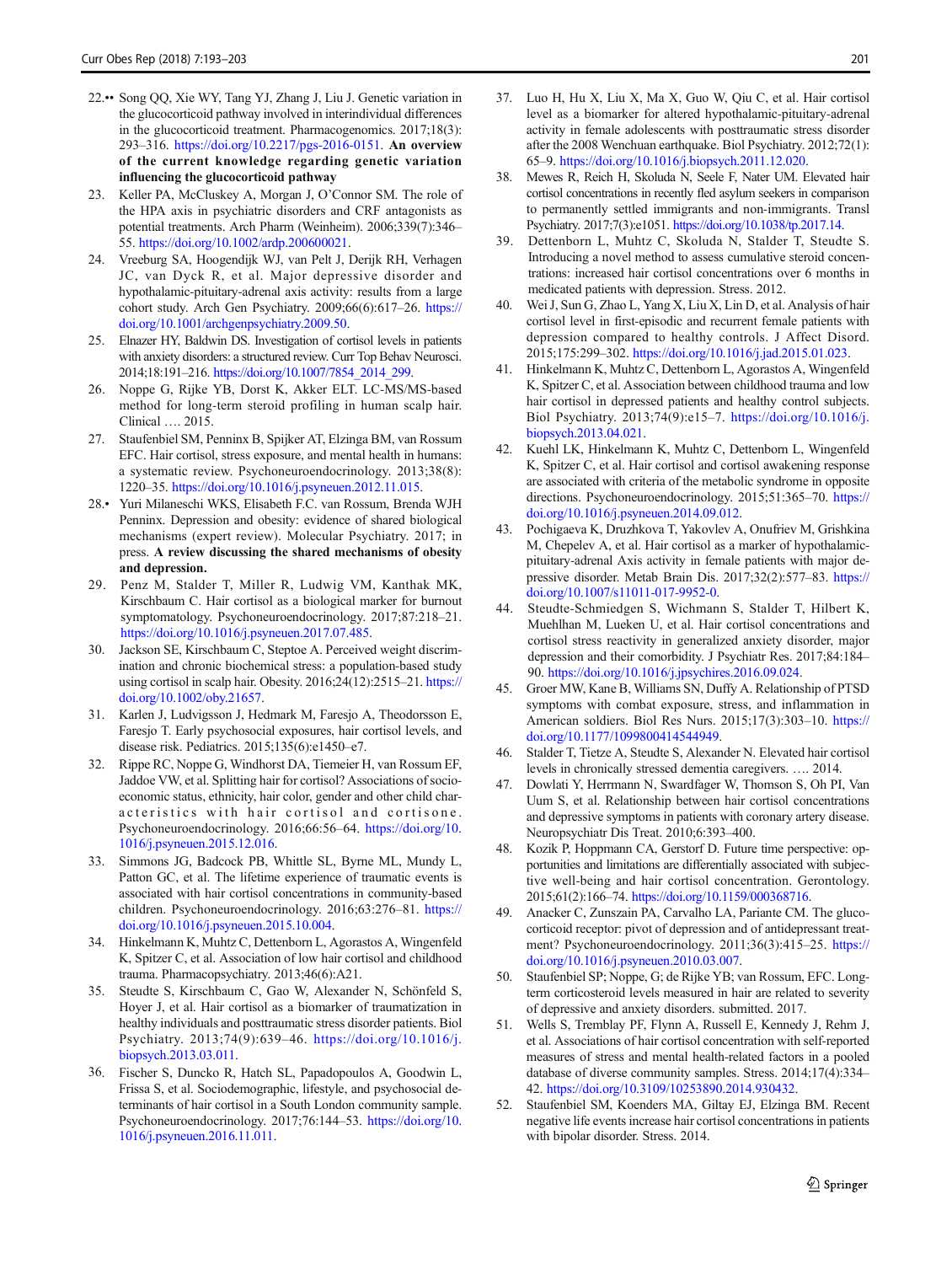22.•• Song QQ, Xie WY, Tang YJ, Zhang J, Liu J. Genetic variation in the glucocorticoid pathway involved in interindividual differences in the glucocorticoid treatment. Pharmacogenomics. 2017;18(3): 293–316. https://doi.org/10.2217/pgs-2016-0151. **An overview of the current knowledge regarding genetic variation influencing the glucocorticoid pathway**

23. Keller PA, McCluskey A, Morgan J, O'Connor SM. The role of the HPA axis in psychiatric disorders and CRF antagonists as potential treatments. Arch Pharm (Weinheim). 2006;339(7):346–55. https://doi.org/10.1002/ardp.200600021.

24. Vreeburg SA, Hoogendijk WJ, van Pelt J, Derijk RH, Verhagen JC, van Dyck R, et al. Major depressive disorder and hypothalamic-pituitary-adrenal axis activity: results from a large cohort study. Arch Gen Psychiatry. 2009;66(6):617–26. https://doi.org/10.1001/archgenpsychiatry.2009.50.

25. Elnazer HY, Baldwin DS. Investigation of cortisol levels in patients with anxiety disorders: a structured review. Curr Top Behav Neurosci. 2014;18:191–216. https://doi.org/10.1007/7854_2014_299.

26. Noppe G, Rijke YB, Dorst K, Akker ELT. LC-MS/MS-based method for long-term steroid profiling in human scalp hair. Clinical …. 2015.

27. Staufenbiel SM, Penninx B, Spijker AT, Elzinga BM, van Rossum EFC. Hair cortisol, stress exposure, and mental health in humans: a systematic review. Psychoneuroendocrinology. 2013;38(8): 1220–35. https://doi.org/10.1016/j.psyneuen.2012.11.015.

28.• Yuri Milaneschi WKS, Elisabeth F.C. van Rossum, Brenda WJH Penninx. Depression and obesity: evidence of shared biological mechanisms (expert review). Molecular Psychiatry. 2017; in press. **A review discussing the shared mechanisms of obesity and depression.**

29. Penz M, Stalder T, Miller R, Ludwig VM, Kanthak MK, Kirschbaum C. Hair cortisol as a biological marker for burnout symptomatology. Psychoneuroendocrinology. 2017;87:218–21. https://doi.org/10.1016/j.psyneuen.2017.07.485.

30. Jackson SE, Kirschbaum C, Steptoe A. Perceived weight discrimination and chronic biochemical stress: a population-based study using cortisol in scalp hair. Obesity. 2016;24(12):2515–21. https://doi.org/10.1002/oby.21657.

31. Karlen J, Ludvigsson J, Hedmark M, Faresjo A, Theodorsson E, Faresjo T. Early psychosocial exposures, hair cortisol levels, and disease risk. Pediatrics. 2015;135(6):e1450–e7.

32. Rippe RC, Noppe G, Windhorst DA, Tiemeier H, van Rossum EF, Jaddoe VW, et al. Splitting hair for cortisol? Associations of socio-economic status, ethnicity, hair color, gender and other child characteristics with hair cortisol and cortisone. Psychoneuroendocrinology. 2016;66:56–64. https://doi.org/10.1016/j.psyneuen.2015.12.016.

33. Simmons JG, Badcock PB, Whittle SL, Byrne ML, Mundy L, Patton GC, et al. The lifetime experience of traumatic events is associated with hair cortisol concentrations in community-based children. Psychoneuroendocrinology. 2016;63:276–81. https://doi.org/10.1016/j.psyneuen.2015.10.004.

34. Hinkelmann K, Muhtz C, Dettenborn L, Agorastos A, Wingenfeld K, Spitzer C, et al. Association of low hair cortisol and childhood trauma. Pharmacopsychiatry. 2013;46(6):A21.

35. Steudte S, Kirschbaum C, Gao W, Alexander N, Schönfeld S, Hoyer J, et al. Hair cortisol as a biomarker of traumatization in healthy individuals and posttraumatic stress disorder patients. Biol Psychiatry. 2013;74(9):639–46. https://doi.org/10.1016/j.biopsych.2013.03.011.

36. Fischer S, Duncko R, Hatch SL, Papadopoulos A, Goodwin L, Frissa S, et al. Sociodemographic, lifestyle, and psychosocial determinants of hair cortisol in a South London community sample. Psychoneuroendocrinology. 2017;76:144–53. https://doi.org/10.1016/j.psyneuen.2016.11.011.

37. Luo H, Hu X, Liu X, Ma X, Guo W, Qiu C, et al. Hair cortisol level as a biomarker for altered hypothalamic-pituitary-adrenal activity in female adolescents with posttraumatic stress disorder after the 2008 Wenchuan earthquake. Biol Psychiatry. 2012;72(1): 65–9. https://doi.org/10.1016/j.biopsych.2011.12.020.

38. Mewes R, Reich H, Skoluda N, Seele F, Nater UM. Elevated hair cortisol concentrations in recently fled asylum seekers in comparison to permanently settled immigrants and non-immigrants. Transl Psychiatry. 2017;7(3):e1051. https://doi.org/10.1038/tp.2017.14.

39. Dettenborn L, Muhtz C, Skoluda N, Stalder T, Steudte S. Introducing a novel method to assess cumulative steroid concentrations: increased hair cortisol concentrations over 6 months in medicated patients with depression. Stress. 2012.

40. Wei J, Sun G, Zhao L, Yang X, Liu X, Lin D, et al. Analysis of hair cortisol level in first-episodic and recurrent female patients with depression compared to healthy controls. J Affect Disord. 2015;175:299–302. https://doi.org/10.1016/j.jad.2015.01.023.

41. Hinkelmann K, Muhtz C, Dettenborn L, Agorastos A, Wingenfeld K, Spitzer C, et al. Association between childhood trauma and low hair cortisol in depressed patients and healthy control subjects. Biol Psychiatry. 2013;74(9):e15–7. https://doi.org/10.1016/j.biopsych.2013.04.021.

42. Kuehl LK, Hinkelmann K, Muhtz C, Dettenborn L, Wingenfeld K, Spitzer C, et al. Hair cortisol and cortisol awakening response are associated with criteria of the metabolic syndrome in opposite directions. Psychoneuroendocrinology. 2015;51:365–70. https://doi.org/10.1016/j.psyneuen.2014.09.012.

43. Pochigaeva K, Druzhkova T, Yakovlev A, Onufriev M, Grishkina M, Chepelev A, et al. Hair cortisol as a marker of hypothalamic-pituitary-adrenal Axis activity in female patients with major depressive disorder. Metab Brain Dis. 2017;32(2):577–83. https://doi.org/10.1007/s11011-017-9952-0.

44. Steudte-Schmiedgen S, Wichmann S, Stalder T, Hilbert K, Muehlhan M, Lueken U, et al. Hair cortisol concentrations and cortisol stress reactivity in generalized anxiety disorder, major depression and their comorbidity. J Psychiatr Res. 2017;84:184–90. https://doi.org/10.1016/j.jpsychires.2016.09.024.

45. Groer MW, Kane B, Williams SN, Duffy A. Relationship of PTSD symptoms with combat exposure, stress, and inflammation in American soldiers. Biol Res Nurs. 2015;17(3):303–10. https://doi.org/10.1177/1099800414544949.

46. Stalder T, Tietze A, Steudte S, Alexander N. Elevated hair cortisol levels in chronically stressed dementia caregivers. …. 2014.

47. Dowlati Y, Herrmann N, Swardfager W, Thomson S, Oh PI, Van Uum S, et al. Relationship between hair cortisol concentrations and depressive symptoms in patients with coronary artery disease. Neuropsychiatr Dis Treat. 2010;6:393–400.

48. Kozik P, Hoppmann CA, Gerstorf D. Future time perspective: opportunities and limitations are differentially associated with subjective well-being and hair cortisol concentration. Gerontology. 2015;61(2):166–74. https://doi.org/10.1159/000368716.

49. Anacker C, Zunszain PA, Carvalho LA, Pariante CM. The glucocorticoid receptor: pivot of depression and of antidepressant treatment? Psychoneuroendocrinology. 2011;36(3):415–25. https://doi.org/10.1016/j.psyneuen.2010.03.007.

50. Staufenbiel SP; Noppe, G; de Rijke YB; van Rossum, EFC. Long-term corticosteroid levels measured in hair are related to severity of depressive and anxiety disorders. submitted. 2017.

51. Wells S, Tremblay PF, Flynn A, Russell E, Kennedy J, Rehm J, et al. Associations of hair cortisol concentration with self-reported measures of stress and mental health-related factors in a pooled database of diverse community samples. Stress. 2014;17(4):334–42. https://doi.org/10.3109/10253890.2014.930432.

52. Staufenbiel SM, Koenders MA, Giltay EJ, Elzinga BM. Recent negative life events increase hair cortisol concentrations in patients with bipolar disorder. Stress. 2014.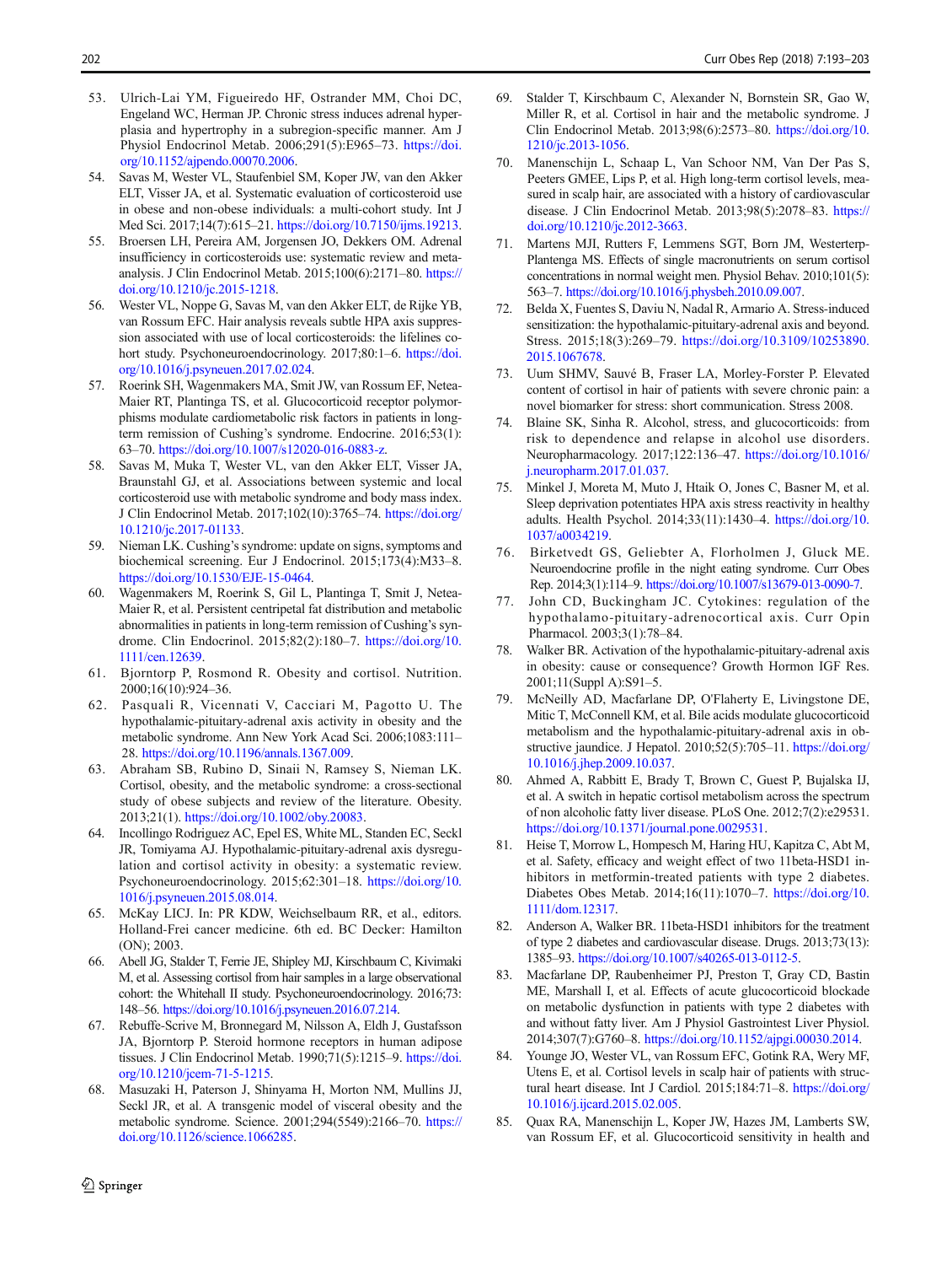53. Ulrich-Lai YM, Figueiredo HF, Ostrander MM, Choi DC, Engeland WC, Herman JP. Chronic stress induces adrenal hyperplasia and hypertrophy in a subregion-specific manner. Am J Physiol Endocrinol Metab. 2006;291(5):E965–73. https://doi.org/10.1152/ajpendo.00070.2006.
54. Savas M, Wester VL, Staufenbiel SM, Koper JW, van den Akker ELT, Visser JA, et al. Systematic evaluation of corticosteroid use in obese and non-obese individuals: a multi-cohort study. Int J Med Sci. 2017;14(7):615–21. https://doi.org/10.7150/ijms.19213.
55. Broersen LH, Pereira AM, Jorgensen JO, Dekkers OM. Adrenal insufficiency in corticosteroids use: systematic review and meta-analysis. J Clin Endocrinol Metab. 2015;100(6):2171–80. https://doi.org/10.1210/jc.2015-1218.
56. Wester VL, Noppe G, Savas M, van den Akker ELT, de Rijke YB, van Rossum EFC. Hair analysis reveals subtle HPA axis suppression associated with use of local corticosteroids: the lifelines cohort study. Psychoneuroendocrinology. 2017;80:1–6. https://doi.org/10.1016/j.psyneuen.2017.02.024.
57. Roerink SH, Wagenmakers MA, Smit JW, van Rossum EF, Netea-Maier RT, Plantinga TS, et al. Glucocorticoid receptor polymorphisms modulate cardiometabolic risk factors in patients in long-term remission of Cushing's syndrome. Endocrine. 2016;53(1):63–70. https://doi.org/10.1007/s12020-016-0883-z.
58. Savas M, Muka T, Wester VL, van den Akker ELT, Visser JA, Braunstahl GJ, et al. Associations between systemic and local corticosteroid use with metabolic syndrome and body mass index. J Clin Endocrinol Metab. 2017;102(10):3765–74. https://doi.org/10.1210/jc.2017-01133.
59. Nieman LK. Cushing's syndrome: update on signs, symptoms and biochemical screening. Eur J Endocrinol. 2015;173(4):M33–8. https://doi.org/10.1530/EJE-15-0464.
60. Wagenmakers M, Roerink S, Gil L, Plantinga T, Smit J, Netea-Maier R, et al. Persistent centripetal fat distribution and metabolic abnormalities in patients in long-term remission of Cushing's syndrome. Clin Endocrinol. 2015;82(2):180–7. https://doi.org/10.1111/cen.12639.
61. Bjorntorp P, Rosmond R. Obesity and cortisol. Nutrition. 2000;16(10):924–36.
62. Pasquali R, Vicennati V, Cacciari M, Pagotto U. The hypothalamic-pituitary-adrenal axis activity in obesity and the metabolic syndrome. Ann New York Acad Sci. 2006;1083:111–28. https://doi.org/10.1196/annals.1367.009.
63. Abraham SB, Rubino D, Sinaii N, Ramsey S, Nieman LK. Cortisol, obesity, and the metabolic syndrome: a cross-sectional study of obese subjects and review of the literature. Obesity. 2013;21(1). https://doi.org/10.1002/oby.20083.
64. Incollingo Rodriguez AC, Epel ES, White ML, Standen EC, Seckl JR, Tomiyama AJ. Hypothalamic-pituitary-adrenal axis dysregulation and cortisol activity in obesity: a systematic review. Psychoneuroendocrinology. 2015;62:301–18. https://doi.org/10.1016/j.psyneuen.2015.08.014.
65. McKay LICJ. In: PR KDW, Weichselbaum RR, et al., editors. Holland-Frei cancer medicine. 6th ed. BC Decker: Hamilton (ON); 2003.
66. Abell JG, Stalder T, Ferrie JE, Shipley MJ, Kirschbaum C, Kivimaki M, et al. Assessing cortisol from hair samples in a large observational cohort: the Whitehall II study. Psychoneuroendocrinology. 2016;73:148–56. https://doi.org/10.1016/j.psyneuen.2016.07.214.
67. Rebuffe-Scrive M, Bronnegard M, Nilsson A, Eldh J, Gustafsson JA, Bjorntorp P. Steroid hormone receptors in human adipose tissues. J Clin Endocrinol Metab. 1990;71(5):1215–9. https://doi.org/10.1210/jcem-71-5-1215.
68. Masuzaki H, Paterson J, Shinyama H, Morton NM, Mullins JJ, Seckl JR, et al. A transgenic model of visceral obesity and the metabolic syndrome. Science. 2001;294(5549):2166–70. https://doi.org/10.1126/science.1066285.
69. Stalder T, Kirschbaum C, Alexander N, Bornstein SR, Gao W, Miller R, et al. Cortisol in hair and the metabolic syndrome. J Clin Endocrinol Metab. 2013;98(6):2573–80. https://doi.org/10.1210/jc.2013-1056.
70. Manenschijn L, Schaap L, Van Schoor NM, Van Der Pas S, Peeters GMEE, Lips P, et al. High long-term cortisol levels, measured in scalp hair, are associated with a history of cardiovascular disease. J Clin Endocrinol Metab. 2013;98(5):2078–83. https://doi.org/10.1210/jc.2012-3663.
71. Martens MJI, Rutters F, Lemmens SGT, Born JM, Westerterp-Plantenga MS. Effects of single macronutrients on serum cortisol concentrations in normal weight men. Physiol Behav. 2010;101(5):563–7. https://doi.org/10.1016/j.physbeh.2010.09.007.
72. Belda X, Fuentes S, Daviu N, Nadal R, Armario A. Stress-induced sensitization: the hypothalamic-pituitary-adrenal axis and beyond. Stress. 2015;18(3):269–79. https://doi.org/10.3109/10253890.2015.1067678.
73. Uum SHMV, Sauvé B, Fraser LA, Morley-Forster P. Elevated content of cortisol in hair of patients with severe chronic pain: a novel biomarker for stress: short communication. Stress 2008.
74. Blaine SK, Sinha R. Alcohol, stress, and glucocorticoids: from risk to dependence and relapse in alcohol use disorders. Neuropharmacology. 2017;122:136–47. https://doi.org/10.1016/j.neuropharm.2017.01.037.
75. Minkel J, Moreta M, Muto J, Htaik O, Jones C, Basner M, et al. Sleep deprivation potentiates HPA axis stress reactivity in healthy adults. Health Psychol. 2014;33(11):1430–4. https://doi.org/10.1037/a0034219.
76. Birketvedt GS, Geliebter A, Florholmen J, Gluck ME. Neuroendocrine profile in the night eating syndrome. Curr Obes Rep. 2014;3(1):114–9. https://doi.org/10.1007/s13679-013-0090-7.
77. John CD, Buckingham JC. Cytokines: regulation of the hypothalamo-pituitary-adrenocortical axis. Curr Opin Pharmacol. 2003;3(1):78–84.
78. Walker BR. Activation of the hypothalamic-pituitary-adrenal axis in obesity: cause or consequence? Growth Hormon IGF Res. 2001;11(Suppl A):S91–5.
79. McNeilly AD, Macfarlane DP, O'Flaherty E, Livingstone DE, Mitic T, McConnell KM, et al. Bile acids modulate glucocorticoid metabolism and the hypothalamic-pituitary-adrenal axis in obstructive jaundice. J Hepatol. 2010;52(5):705–11. https://doi.org/10.1016/j.jhep.2009.10.037.
80. Ahmed A, Rabbitt E, Brady T, Brown C, Guest P, Bujalska IJ, et al. A switch in hepatic cortisol metabolism across the spectrum of non alcoholic fatty liver disease. PLoS One. 2012;7(2):e29531. https://doi.org/10.1371/journal.pone.0029531.
81. Heise T, Morrow L, Hompesch M, Haring HU, Kapitza C, Abt M, et al. Safety, efficacy and weight effect of two 11beta-HSD1 inhibitors in metformin-treated patients with type 2 diabetes. Diabetes Obes Metab. 2014;16(11):1070–7. https://doi.org/10.1111/dom.12317.
82. Anderson A, Walker BR. 11beta-HSD1 inhibitors for the treatment of type 2 diabetes and cardiovascular disease. Drugs. 2013;73(13):1385–93. https://doi.org/10.1007/s40265-013-0112-5.
83. Macfarlane DP, Raubenheimer PJ, Preston T, Gray CD, Bastin ME, Marshall I, et al. Effects of acute glucocorticoid blockade on metabolic dysfunction in patients with type 2 diabetes with and without fatty liver. Am J Physiol Gastrointest Liver Physiol. 2014;307(7):G760–8. https://doi.org/10.1152/ajpgi.00030.2014.
84. Younge JO, Wester VL, van Rossum EFC, Gotink RA, Wery MF, Utens E, et al. Cortisol levels in scalp hair of patients with structural heart disease. Int J Cardiol. 2015;184:71–8. https://doi.org/10.1016/j.ijcard.2015.02.005.
85. Quax RA, Manenschijn L, Koper JW, Hazes JM, Lamberts SW, van Rossum EF, et al. Glucocorticoid sensitivity in health and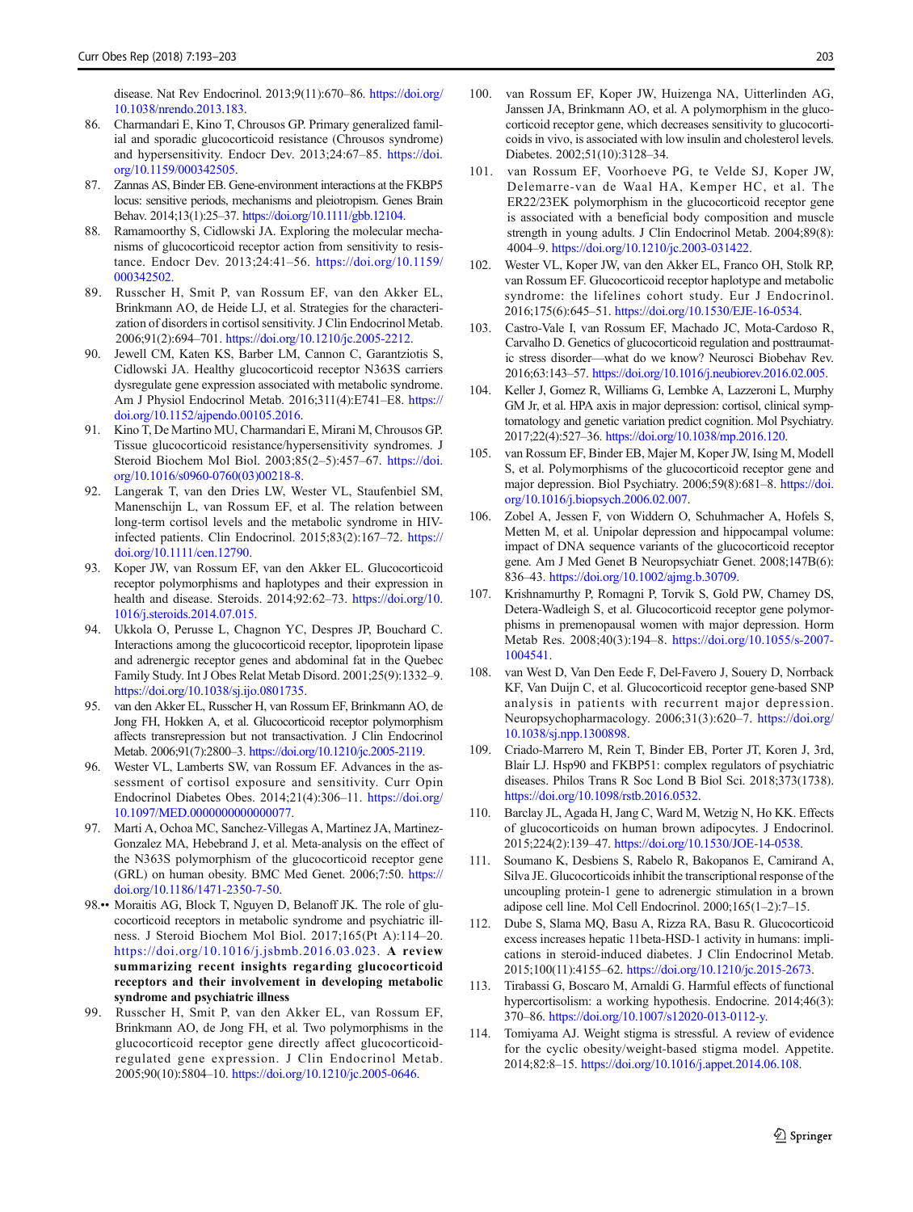disease. Nat Rev Endocrinol. 2013;9(11):670–86. https://doi.org/10.1038/nrendo.2013.183.

86. Charmandari E, Kino T, Chrousos GP. Primary generalized familial and sporadic glucocorticoid resistance (Chrousos syndrome) and hypersensitivity. Endocr Dev. 2013;24:67–85. https://doi.org/10.1159/000342505.
87. Zannas AS, Binder EB. Gene-environment interactions at the FKBP5 locus: sensitive periods, mechanisms and pleiotropism. Genes Brain Behav. 2014;13(1):25–37. https://doi.org/10.1111/gbb.12104.
88. Ramamoorthy S, Cidlowski JA. Exploring the molecular mechanisms of glucocorticoid receptor action from sensitivity to resistance. Endocr Dev. 2013;24:41–56. https://doi.org/10.1159/000342502.
89. Russcher H, Smit P, van Rossum EF, van den Akker EL, Brinkmann AO, de Heide LJ, et al. Strategies for the characterization of disorders in cortisol sensitivity. J Clin Endocrinol Metab. 2006;91(2):694–701. https://doi.org/10.1210/jc.2005-2212.
90. Jewell CM, Katen KS, Barber LM, Cannon C, Garantziotis S, Cidlowski JA. Healthy glucocorticoid receptor N363S carriers dysregulate gene expression associated with metabolic syndrome. Am J Physiol Endocrinol Metab. 2016;311(4):E741–E8. https://doi.org/10.1152/ajpendo.00105.2016.
91. Kino T, De Martino MU, Charmandari E, Mirani M, Chrousos GP. Tissue glucocorticoid resistance/hypersensitivity syndromes. J Steroid Biochem Mol Biol. 2003;85(2–5):457–67. https://doi.org/10.1016/s0960-0760(03)00218-8.
92. Langerak T, van den Dries LW, Wester VL, Staufenbiel SM, Manenschijn L, van Rossum EF, et al. The relation between long-term cortisol levels and the metabolic syndrome in HIV-infected patients. Clin Endocrinol. 2015;83(2):167–72. https://doi.org/10.1111/cen.12790.
93. Koper JW, van Rossum EF, van den Akker EL. Glucocorticoid receptor polymorphisms and haplotypes and their expression in health and disease. Steroids. 2014;92:62–73. https://doi.org/10.1016/j.steroids.2014.07.015.
94. Ukkola O, Perusse L, Chagnon YC, Despres JP, Bouchard C. Interactions among the glucocorticoid receptor, lipoprotein lipase and adrenergic receptor genes and abdominal fat in the Quebec Family Study. Int J Obes Relat Metab Disord. 2001;25(9):1332–9. https://doi.org/10.1038/sj.ijo.0801735.
95. van den Akker EL, Russcher H, van Rossum EF, Brinkmann AO, de Jong FH, Hokken A, et al. Glucocorticoid receptor polymorphism affects transrepression but not transactivation. J Clin Endocrinol Metab. 2006;91(7):2800–3. https://doi.org/10.1210/jc.2005-2119.
96. Wester VL, Lamberts SW, van Rossum EF. Advances in the assessment of cortisol exposure and sensitivity. Curr Opin Endocrinol Diabetes Obes. 2014;21(4):306–11. https://doi.org/10.1097/MED.0000000000000077.
97. Marti A, Ochoa MC, Sanchez-Villegas A, Martinez JA, Martinez-Gonzalez MA, Hebebrand J, et al. Meta-analysis on the effect of the N363S polymorphism of the glucocorticoid receptor gene (GRL) on human obesity. BMC Med Genet. 2006;7:50. https://doi.org/10.1186/1471-2350-7-50.
98.•• Moraitis AG, Block T, Nguyen D, Belanoff JK. The role of glucocorticoid receptors in metabolic syndrome and psychiatric illness. J Steroid Biochem Mol Biol. 2017;165(Pt A):114–20. https://doi.org/10.1016/j.jsbmb.2016.03.023. **A review summarizing recent insights regarding glucocorticoid receptors and their involvement in developing metabolic syndrome and psychiatric illness**
99. Russcher H, Smit P, van den Akker EL, van Rossum EF, Brinkmann AO, de Jong FH, et al. Two polymorphisms in the glucocorticoid receptor gene directly affect glucocorticoid-regulated gene expression. J Clin Endocrinol Metab. 2005;90(10):5804–10. https://doi.org/10.1210/jc.2005-0646.
100. van Rossum EF, Koper JW, Huizenga NA, Uitterlinden AG, Janssen JA, Brinkmann AO, et al. A polymorphism in the glucocorticoid receptor gene, which decreases sensitivity to glucocorticoids in vivo, is associated with low insulin and cholesterol levels. Diabetes. 2002;51(10):3128–34.
101. van Rossum EF, Voorhoeve PG, te Velde SJ, Koper JW, Delemarre-van de Waal HA, Kemper HC, et al. The ER22/23EK polymorphism in the glucocorticoid receptor gene is associated with a beneficial body composition and muscle strength in young adults. J Clin Endocrinol Metab. 2004;89(8):4004–9. https://doi.org/10.1210/jc.2003-031422.
102. Wester VL, Koper JW, van den Akker EL, Franco OH, Stolk RP, van Rossum EF. Glucocorticoid receptor haplotype and metabolic syndrome: the lifelines cohort study. Eur J Endocrinol. 2016;175(6):645–51. https://doi.org/10.1530/EJE-16-0534.
103. Castro-Vale I, van Rossum EF, Machado JC, Mota-Cardoso R, Carvalho D. Genetics of glucocorticoid regulation and posttraumatic stress disorder—what do we know? Neurosci Biobehav Rev. 2016;63:143–57. https://doi.org/10.1016/j.neubiorev.2016.02.005.
104. Keller J, Gomez R, Williams G, Lembke A, Lazzeroni L, Murphy GM Jr, et al. HPA axis in major depression: cortisol, clinical symptomatology and genetic variation predict cognition. Mol Psychiatry. 2017;22(4):527–36. https://doi.org/10.1038/mp.2016.120.
105. van Rossum EF, Binder EB, Majer M, Koper JW, Ising M, Modell S, et al. Polymorphisms of the glucocorticoid receptor gene and major depression. Biol Psychiatry. 2006;59(8):681–8. https://doi.org/10.1016/j.biopsych.2006.02.007.
106. Zobel A, Jessen F, von Widdern O, Schuhmacher A, Hofels S, Metten M, et al. Unipolar depression and hippocampal volume: impact of DNA sequence variants of the glucocorticoid receptor gene. Am J Med Genet B Neuropsychiatr Genet. 2008;147B(6):836–43. https://doi.org/10.1002/ajmg.b.30709.
107. Krishnamurthy P, Romagni P, Torvik S, Gold PW, Charney DS, Detera-Wadleigh S, et al. Glucocorticoid receptor gene polymorphisms in premenopausal women with major depression. Horm Metab Res. 2008;40(3):194–8. https://doi.org/10.1055/s-2007-1004541.
108. van West D, Van Den Eede F, Del-Favero J, Souery D, Norrback KF, Van Duijn C, et al. Glucocorticoid receptor gene-based SNP analysis in patients with recurrent major depression. Neuropsychopharmacology. 2006;31(3):620–7. https://doi.org/10.1038/sj.npp.1300898.
109. Criado-Marrero M, Rein T, Binder EB, Porter JT, Koren J, 3rd, Blair LJ. Hsp90 and FKBP51: complex regulators of psychiatric diseases. Philos Trans R Soc Lond B Biol Sci. 2018;373(1738). https://doi.org/10.1098/rstb.2016.0532.
110. Barclay JL, Agada H, Jang C, Ward M, Wetzig N, Ho KK. Effects of glucocorticoids on human brown adipocytes. J Endocrinol. 2015;224(2):139–47. https://doi.org/10.1530/JOE-14-0538.
111. Soumano K, Desbiens S, Rabelo R, Bakopanos E, Camirand A, Silva JE. Glucocorticoids inhibit the transcriptional response of the uncoupling protein-1 gene to adrenergic stimulation in a brown adipose cell line. Mol Cell Endocrinol. 2000;165(1–2):7–15.
112. Dube S, Slama MQ, Basu A, Rizza RA, Basu R. Glucocorticoid excess increases hepatic 11beta-HSD-1 activity in humans: implications in steroid-induced diabetes. J Clin Endocrinol Metab. 2015;100(11):4155–62. https://doi.org/10.1210/jc.2015-2673.
113. Tirabassi G, Boscaro M, Arnaldi G. Harmful effects of functional hypercortisolism: a working hypothesis. Endocrine. 2014;46(3):370–86. https://doi.org/10.1007/s12020-013-0112-y.
114. Tomiyama AJ. Weight stigma is stressful. A review of evidence for the cyclic obesity/weight-based stigma model. Appetite. 2014;82:8–15. https://doi.org/10.1016/j.appet.2014.06.108.